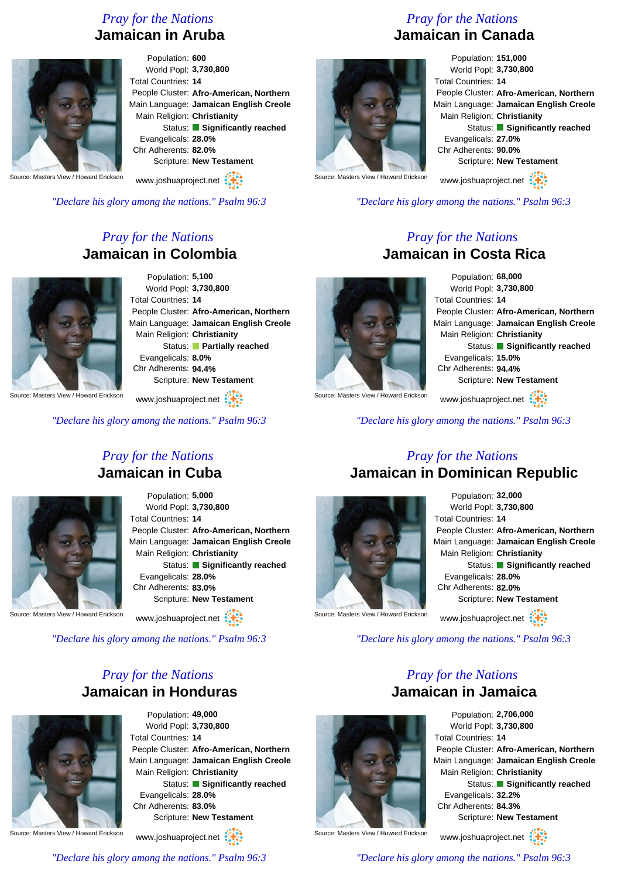*Pray for the Nations*

## Jamaican in Aruba

Population: **600**
World Popl: **3,730,800**
Total Countries: **14**
People Cluster: **Afro-American, Northern**
Main Language: **Jamaican English Creole**
Main Religion: **Christianity**
Status: **Significantly reached**
Evangelicals: **28.0%**
Chr Adherents: **82.0%**
Scripture: **New Testament**

Source: Masters View / Howard Erickson

www.joshuaproject.net

*"Declare his glory among the nations." Psalm 96:3*

*Pray for the Nations*

## Jamaican in Canada

Population: **151,000**
World Popl: **3,730,800**
Total Countries: **14**
People Cluster: **Afro-American, Northern**
Main Language: **Jamaican English Creole**
Main Religion: **Christianity**
Status: **Significantly reached**
Evangelicals: **27.0%**
Chr Adherents: **90.0%**
Scripture: **New Testament**

Source: Masters View / Howard Erickson

www.joshuaproject.net

*"Declare his glory among the nations." Psalm 96:3*

*Pray for the Nations*

## Jamaican in Colombia

Population: **5,100**
World Popl: **3,730,800**
Total Countries: **14**
People Cluster: **Afro-American, Northern**
Main Language: **Jamaican English Creole**
Main Religion: **Christianity**
Status: **Partially reached**
Evangelicals: **8.0%**
Chr Adherents: **94.4%**
Scripture: **New Testament**

Source: Masters View / Howard Erickson

www.joshuaproject.net

*"Declare his glory among the nations." Psalm 96:3*

*Pray for the Nations*

## Jamaican in Costa Rica

Population: **68,000**
World Popl: **3,730,800**
Total Countries: **14**
People Cluster: **Afro-American, Northern**
Main Language: **Jamaican English Creole**
Main Religion: **Christianity**
Status: **Significantly reached**
Evangelicals: **15.0%**
Chr Adherents: **94.4%**
Scripture: **New Testament**

Source: Masters View / Howard Erickson

www.joshuaproject.net

*"Declare his glory among the nations." Psalm 96:3*

*Pray for the Nations*

## Jamaican in Cuba

Population: **5,000**
World Popl: **3,730,800**
Total Countries: **14**
People Cluster: **Afro-American, Northern**
Main Language: **Jamaican English Creole**
Main Religion: **Christianity**
Status: **Significantly reached**
Evangelicals: **28.0%**
Chr Adherents: **83.0%**
Scripture: **New Testament**

Source: Masters View / Howard Erickson

www.joshuaproject.net

*"Declare his glory among the nations." Psalm 96:3*

*Pray for the Nations*

## Jamaican in Dominican Republic

Population: **32,000**
World Popl: **3,730,800**
Total Countries: **14**
People Cluster: **Afro-American, Northern**
Main Language: **Jamaican English Creole**
Main Religion: **Christianity**
Status: **Significantly reached**
Evangelicals: **28.0%**
Chr Adherents: **82.0%**
Scripture: **New Testament**

Source: Masters View / Howard Erickson

www.joshuaproject.net

*"Declare his glory among the nations." Psalm 96:3*

*Pray for the Nations*

## Jamaican in Honduras

Population: **49,000**
World Popl: **3,730,800**
Total Countries: **14**
People Cluster: **Afro-American, Northern**
Main Language: **Jamaican English Creole**
Main Religion: **Christianity**
Status: **Significantly reached**
Evangelicals: **28.0%**
Chr Adherents: **83.0%**
Scripture: **New Testament**

Source: Masters View / Howard Erickson

www.joshuaproject.net

*"Declare his glory among the nations." Psalm 96:3*

*Pray for the Nations*

## Jamaican in Jamaica

Population: **2,706,000**
World Popl: **3,730,800**
Total Countries: **14**
People Cluster: **Afro-American, Northern**
Main Language: **Jamaican English Creole**
Main Religion: **Christianity**
Status: **Significantly reached**
Evangelicals: **32.2%**
Chr Adherents: **84.3%**
Scripture: **New Testament**

Source: Masters View / Howard Erickson

www.joshuaproject.net

*"Declare his glory among the nations." Psalm 96:3*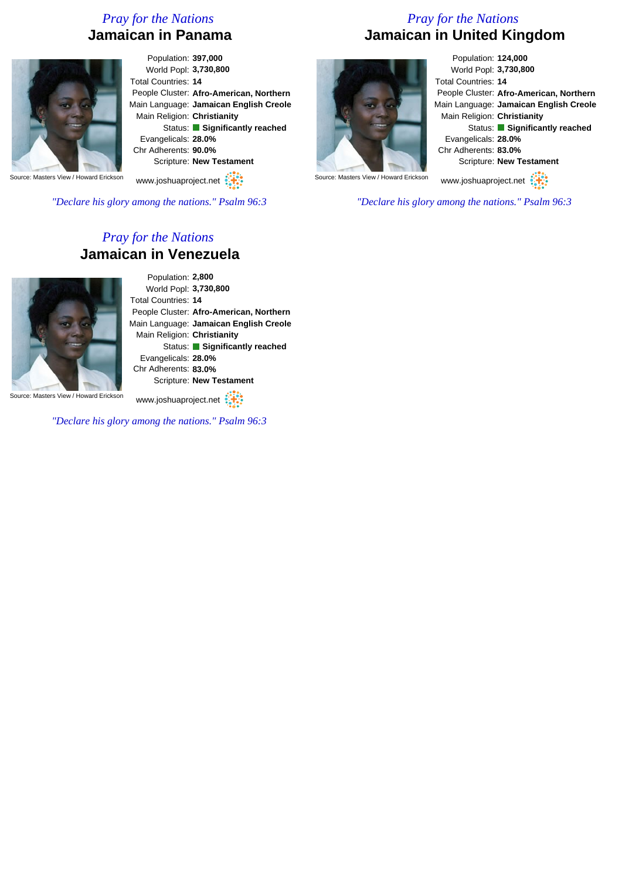*Pray for the Nations*

# Jamaican in Panama

Source: Masters View / Howard Erickson

Population: **397,000**
World Popl: **3,730,800**
Total Countries: **14**
People Cluster: **Afro-American, Northern**
Main Language: **Jamaican English Creole**
Main Religion: **Christianity**
Status: **Significantly reached**
Evangelicals: **28.0%**
Chr Adherents: **90.0%**
Scripture: **New Testament**

www.joshuaproject.net

*"Declare his glory among the nations." Psalm 96:3*

*Pray for the Nations*

# Jamaican in United Kingdom

Source: Masters View / Howard Erickson

Population: **124,000**
World Popl: **3,730,800**
Total Countries: **14**
People Cluster: **Afro-American, Northern**
Main Language: **Jamaican English Creole**
Main Religion: **Christianity**
Status: **Significantly reached**
Evangelicals: **28.0%**
Chr Adherents: **83.0%**
Scripture: **New Testament**

www.joshuaproject.net

*"Declare his glory among the nations." Psalm 96:3*

*Pray for the Nations*

# Jamaican in Venezuela

Source: Masters View / Howard Erickson

Population: **2,800**
World Popl: **3,730,800**
Total Countries: **14**
People Cluster: **Afro-American, Northern**
Main Language: **Jamaican English Creole**
Main Religion: **Christianity**
Status: **Significantly reached**
Evangelicals: **28.0%**
Chr Adherents: **83.0%**
Scripture: **New Testament**

www.joshuaproject.net

*"Declare his glory among the nations." Psalm 96:3*